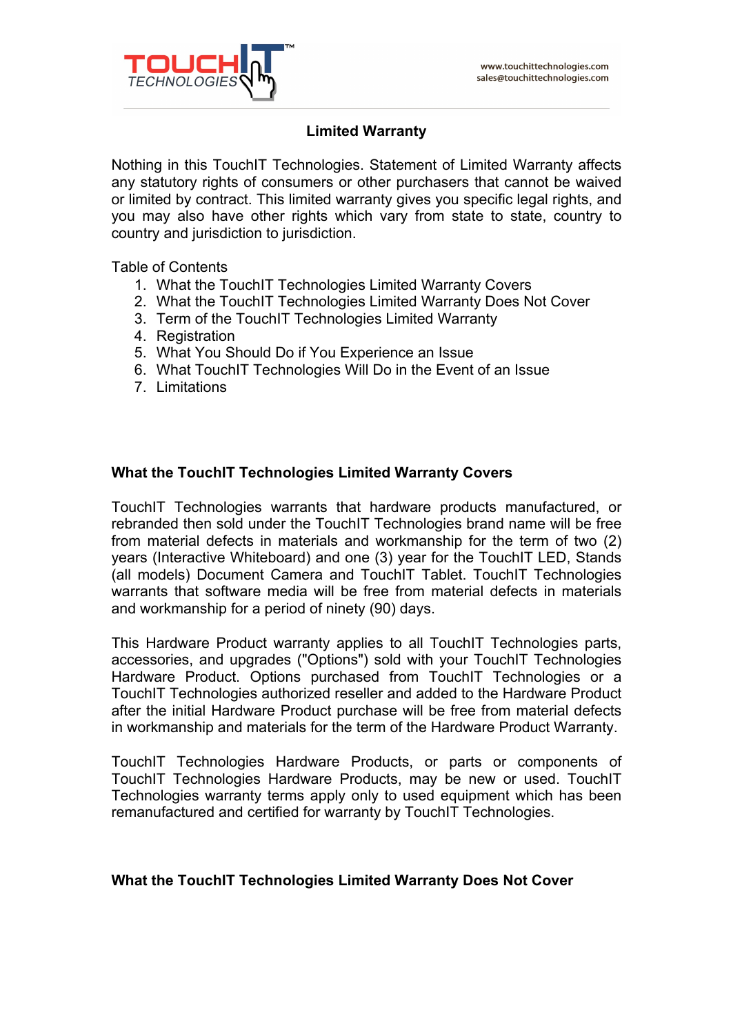# Limited Warranty

Nothing in this TouchIT Technologies. Statement of Limited Warranty affects any statutory rights of consumers or other purchasers that cannot be waived or limited by contract. This limited warranty gives you specific legal rights, and you may also have other rights which vary from state to state, country to country and jurisdiction to jurisdiction.

Table of Contents

1. What the TouchIT Technologies Limited Warranty Covers
2. What the TouchIT Technologies Limited Warranty Does Not Cover
3. Term of the TouchIT Technologies Limited Warranty
4. Registration
5. What You Should Do if You Experience an Issue
6. What TouchIT Technologies Will Do in the Event of an Issue
7. Limitations

## What the TouchIT Technologies Limited Warranty Covers

TouchIT Technologies warrants that hardware products manufactured, or rebranded then sold under the TouchIT Technologies brand name will be free from material defects in materials and workmanship for the term of two (2) years (Interactive Whiteboard) and one (3) year for the TouchIT LED, Stands (all models) Document Camera and TouchIT Tablet. TouchIT Technologies warrants that software media will be free from material defects in materials and workmanship for a period of ninety (90) days.

This Hardware Product warranty applies to all TouchIT Technologies parts, accessories, and upgrades ("Options") sold with your TouchIT Technologies Hardware Product. Options purchased from TouchIT Technologies or a TouchIT Technologies authorized reseller and added to the Hardware Product after the initial Hardware Product purchase will be free from material defects in workmanship and materials for the term of the Hardware Product Warranty.

TouchIT Technologies Hardware Products, or parts or components of TouchIT Technologies Hardware Products, may be new or used. TouchIT Technologies warranty terms apply only to used equipment which has been remanufactured and certified for warranty by TouchIT Technologies.

## What the TouchIT Technologies Limited Warranty Does Not Cover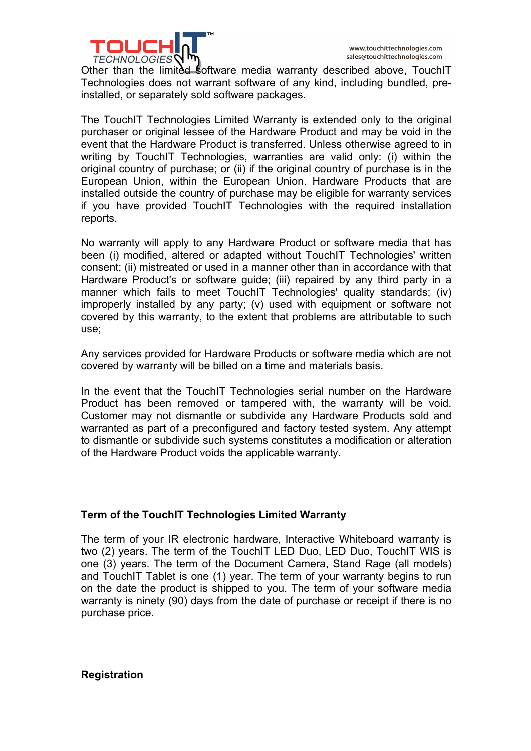Other than the limited software media warranty described above, TouchIT Technologies does not warrant software of any kind, including bundled, pre-installed, or separately sold software packages.

The TouchIT Technologies Limited Warranty is extended only to the original purchaser or original lessee of the Hardware Product and may be void in the event that the Hardware Product is transferred. Unless otherwise agreed to in writing by TouchIT Technologies, warranties are valid only: (i) within the original country of purchase; or (ii) if the original country of purchase is in the European Union, within the European Union. Hardware Products that are installed outside the country of purchase may be eligible for warranty services if you have provided TouchIT Technologies with the required installation reports.

No warranty will apply to any Hardware Product or software media that has been (i) modified, altered or adapted without TouchIT Technologies' written consent; (ii) mistreated or used in a manner other than in accordance with that Hardware Product's or software guide; (iii) repaired by any third party in a manner which fails to meet TouchIT Technologies' quality standards; (iv) improperly installed by any party; (v) used with equipment or software not covered by this warranty, to the extent that problems are attributable to such use;

Any services provided for Hardware Products or software media which are not covered by warranty will be billed on a time and materials basis.

In the event that the TouchIT Technologies serial number on the Hardware Product has been removed or tampered with, the warranty will be void. Customer may not dismantle or subdivide any Hardware Products sold and warranted as part of a preconfigured and factory tested system. Any attempt to dismantle or subdivide such systems constitutes a modification or alteration of the Hardware Product voids the applicable warranty.

**Term of the TouchIT Technologies Limited Warranty**

The term of your IR electronic hardware, Interactive Whiteboard warranty is two (2) years. The term of the TouchIT LED Duo, LED Duo, TouchIT WIS is one (3) years. The term of the Document Camera, Stand Rage (all models) and TouchIT Tablet is one (1) year. The term of your warranty begins to run on the date the product is shipped to you. The term of your software media warranty is ninety (90) days from the date of purchase or receipt if there is no purchase price.

**Registration**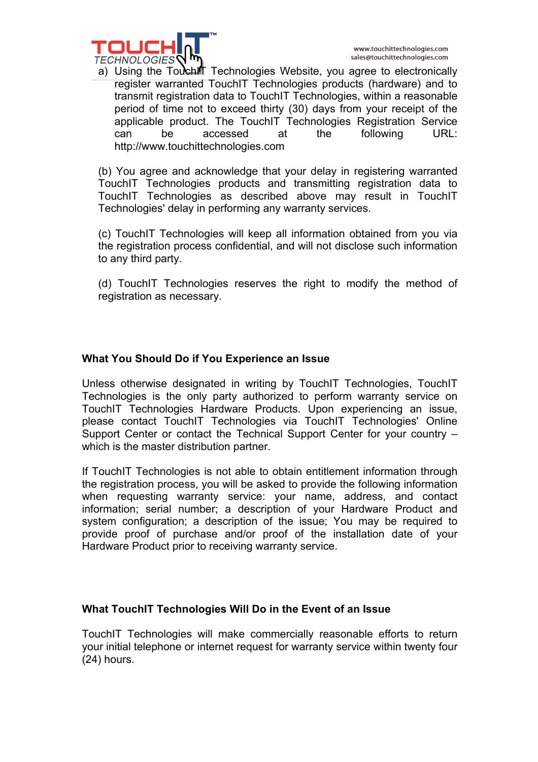a) Using the TouchIT Technologies Website, you agree to electronically register warranted TouchIT Technologies products (hardware) and to transmit registration data to TouchIT Technologies, within a reasonable period of time not to exceed thirty (30) days from your receipt of the applicable product. The TouchIT Technologies Registration Service can be accessed at the following URL: http://www.touchittechnologies.com

(b) You agree and acknowledge that your delay in registering warranted TouchIT Technologies products and transmitting registration data to TouchIT Technologies as described above may result in TouchIT Technologies' delay in performing any warranty services.

(c) TouchIT Technologies will keep all information obtained from you via the registration process confidential, and will not disclose such information to any third party.

(d) TouchIT Technologies reserves the right to modify the method of registration as necessary.

**What You Should Do if You Experience an Issue**

Unless otherwise designated in writing by TouchIT Technologies, TouchIT Technologies is the only party authorized to perform warranty service on TouchIT Technologies Hardware Products. Upon experiencing an issue, please contact TouchIT Technologies via TouchIT Technologies' Online Support Center or contact the Technical Support Center for your country – which is the master distribution partner.

If TouchIT Technologies is not able to obtain entitlement information through the registration process, you will be asked to provide the following information when requesting warranty service: your name, address, and contact information; serial number; a description of your Hardware Product and system configuration; a description of the issue; You may be required to provide proof of purchase and/or proof of the installation date of your Hardware Product prior to receiving warranty service.

**What TouchIT Technologies Will Do in the Event of an Issue**

TouchIT Technologies will make commercially reasonable efforts to return your initial telephone or internet request for warranty service within twenty four (24) hours.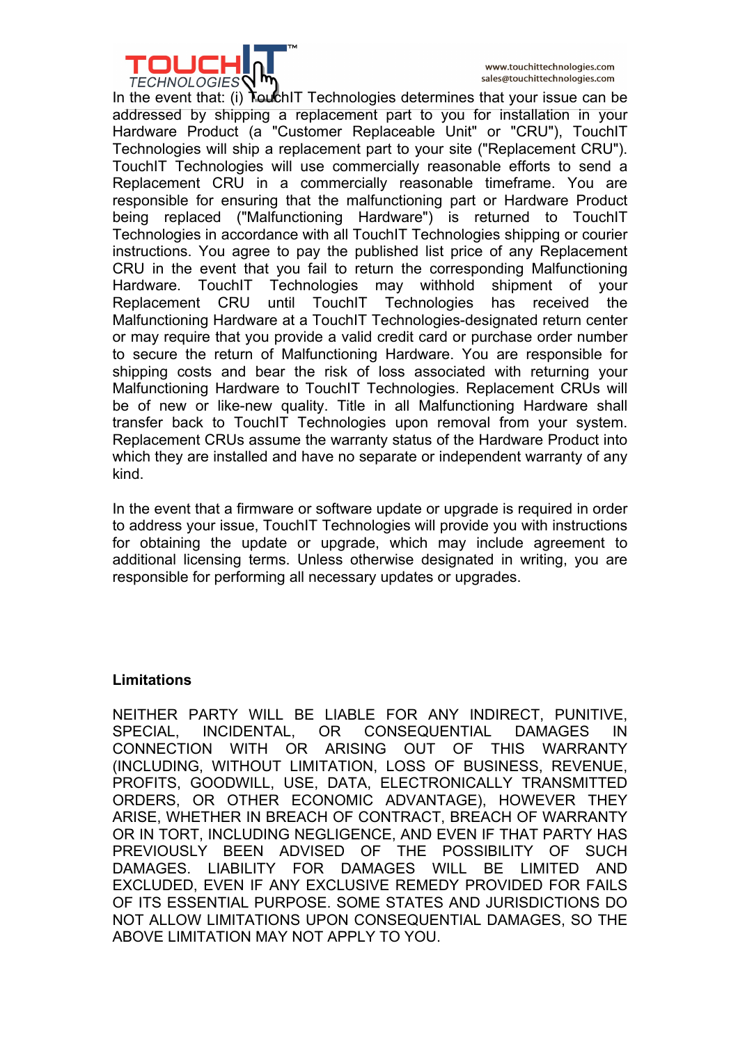In the event that: (i) TouchIT Technologies determines that your issue can be addressed by shipping a replacement part to you for installation in your Hardware Product (a "Customer Replaceable Unit" or "CRU"), TouchIT Technologies will ship a replacement part to your site ("Replacement CRU"). TouchIT Technologies will use commercially reasonable efforts to send a Replacement CRU in a commercially reasonable timeframe. You are responsible for ensuring that the malfunctioning part or Hardware Product being replaced ("Malfunctioning Hardware") is returned to TouchIT Technologies in accordance with all TouchIT Technologies shipping or courier instructions. You agree to pay the published list price of any Replacement CRU in the event that you fail to return the corresponding Malfunctioning Hardware. TouchIT Technologies may withhold shipment of your Replacement CRU until TouchIT Technologies has received the Malfunctioning Hardware at a TouchIT Technologies-designated return center or may require that you provide a valid credit card or purchase order number to secure the return of Malfunctioning Hardware. You are responsible for shipping costs and bear the risk of loss associated with returning your Malfunctioning Hardware to TouchIT Technologies. Replacement CRUs will be of new or like-new quality. Title in all Malfunctioning Hardware shall transfer back to TouchIT Technologies upon removal from your system. Replacement CRUs assume the warranty status of the Hardware Product into which they are installed and have no separate or independent warranty of any kind.

In the event that a firmware or software update or upgrade is required in order to address your issue, TouchIT Technologies will provide you with instructions for obtaining the update or upgrade, which may include agreement to additional licensing terms. Unless otherwise designated in writing, you are responsible for performing all necessary updates or upgrades.

**Limitations**

NEITHER PARTY WILL BE LIABLE FOR ANY INDIRECT, PUNITIVE, SPECIAL, INCIDENTAL, OR CONSEQUENTIAL DAMAGES IN CONNECTION WITH OR ARISING OUT OF THIS WARRANTY (INCLUDING, WITHOUT LIMITATION, LOSS OF BUSINESS, REVENUE, PROFITS, GOODWILL, USE, DATA, ELECTRONICALLY TRANSMITTED ORDERS, OR OTHER ECONOMIC ADVANTAGE), HOWEVER THEY ARISE, WHETHER IN BREACH OF CONTRACT, BREACH OF WARRANTY OR IN TORT, INCLUDING NEGLIGENCE, AND EVEN IF THAT PARTY HAS PREVIOUSLY BEEN ADVISED OF THE POSSIBILITY OF SUCH DAMAGES. LIABILITY FOR DAMAGES WILL BE LIMITED AND EXCLUDED, EVEN IF ANY EXCLUSIVE REMEDY PROVIDED FOR FAILS OF ITS ESSENTIAL PURPOSE. SOME STATES AND JURISDICTIONS DO NOT ALLOW LIMITATIONS UPON CONSEQUENTIAL DAMAGES, SO THE ABOVE LIMITATION MAY NOT APPLY TO YOU.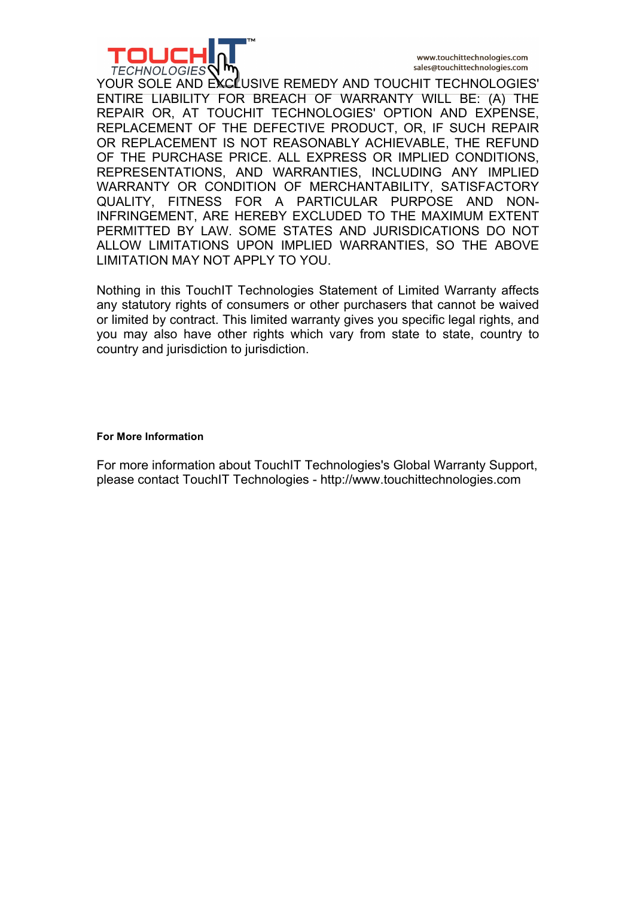YOUR SOLE AND EXCLUSIVE REMEDY AND TOUCHIT TECHNOLOGIES' ENTIRE LIABILITY FOR BREACH OF WARRANTY WILL BE: (A) THE REPAIR OR, AT TOUCHIT TECHNOLOGIES' OPTION AND EXPENSE, REPLACEMENT OF THE DEFECTIVE PRODUCT, OR, IF SUCH REPAIR OR REPLACEMENT IS NOT REASONABLY ACHIEVABLE, THE REFUND OF THE PURCHASE PRICE. ALL EXPRESS OR IMPLIED CONDITIONS, REPRESENTATIONS, AND WARRANTIES, INCLUDING ANY IMPLIED WARRANTY OR CONDITION OF MERCHANTABILITY, SATISFACTORY QUALITY, FITNESS FOR A PARTICULAR PURPOSE AND NON-INFRINGEMENT, ARE HEREBY EXCLUDED TO THE MAXIMUM EXTENT PERMITTED BY LAW. SOME STATES AND JURISDICATIONS DO NOT ALLOW LIMITATIONS UPON IMPLIED WARRANTIES, SO THE ABOVE LIMITATION MAY NOT APPLY TO YOU.

Nothing in this TouchIT Technologies Statement of Limited Warranty affects any statutory rights of consumers or other purchasers that cannot be waived or limited by contract. This limited warranty gives you specific legal rights, and you may also have other rights which vary from state to state, country to country and jurisdiction to jurisdiction.

**For More Information**

For more information about TouchIT Technologies's Global Warranty Support, please contact TouchIT Technologies - http://www.touchittechnologies.com